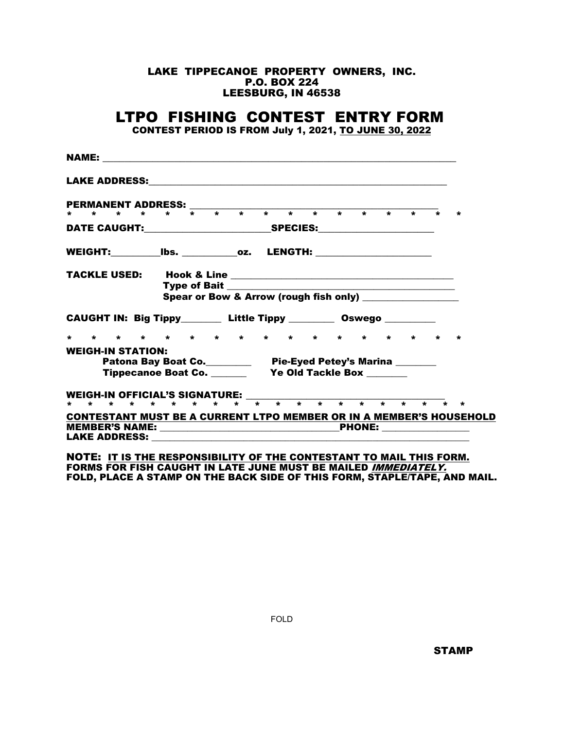**LAKE TIPPECANOE PROPERTY OWNERS, INC.**
**P.O. BOX 224**
**LEESBURG, IN 46538**

# LTPO FISHING CONTEST ENTRY FORM

**CONTEST PERIOD IS FROM July 1, 2021, TO JUNE 30, 2022**

**NAME:** ______________________________________________________________________

**LAKE ADDRESS:**__________________________________________________________

**PERMANENT ADDRESS:** _____________________________________________

\* \* \* \* \* \* \* \* \* \* \* \* \* \* \* \* \*

**DATE CAUGHT:**_______________________**SPECIES:**______________________

**WEIGHT:**_________**lbs.** __________**oz.** **LENGTH:** _____________________

**TACKLE USED:** **Hook & Line** ___________________________________________
**Type of Bait** ___________________________________________
**Spear or Bow & Arrow (rough fish only)** __________________

**CAUGHT IN: Big Tippy**________ **Little Tippy** _________ **Oswego** _________

\* \* \* \* \* \* \* \* \* \* \* \* \* \* \* \* \*

**WEIGH-IN STATION:**

**Patona Bay Boat Co.**_________ **Pie-Eyed Petey's Marina** ________
**Tippecanoe Boat Co.** _______ **Ye Old Tackle Box** ________

**WEIGH-IN OFFICIAL'S SIGNATURE:** ____________________________________

\* \* \* \* \* \* \* \* \* \* \* \* \* \* \* \* \* \* \* \* \* \*

**CONTESTANT MUST BE A CURRENT LTPO MEMBER OR IN A MEMBER'S HOUSEHOLD**
**MEMBER'S NAME:** ________________________________**PHONE:** ________________
**LAKE ADDRESS:** ____________________________________________________________

**NOTE: IT IS THE RESPONSIBILITY OF THE CONTESTANT TO MAIL THIS FORM.**
**FORMS FOR FISH CAUGHT IN LATE JUNE MUST BE MAILED *IMMEDIATELY.***
**FOLD, PLACE A STAMP ON THE BACK SIDE OF THIS FORM, STAPLE/TAPE, AND MAIL.**

FOLD

**STAMP**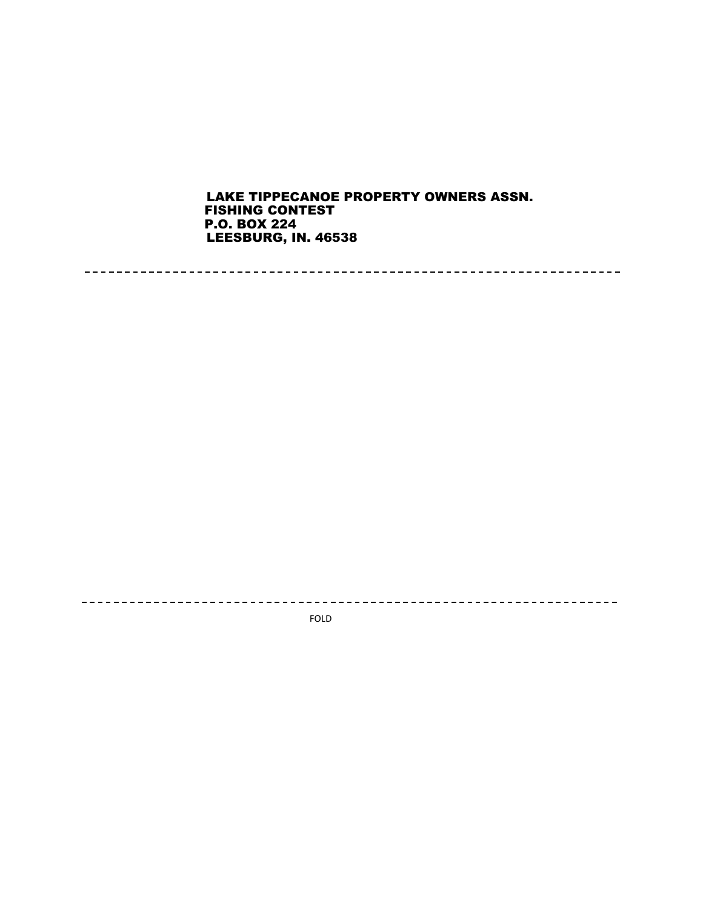**LAKE TIPPECANOE PROPERTY OWNERS ASSN.**
**FISHING CONTEST**
**P.O. BOX 224**
**LEESBURG, IN. 46538**

---

---

FOLD